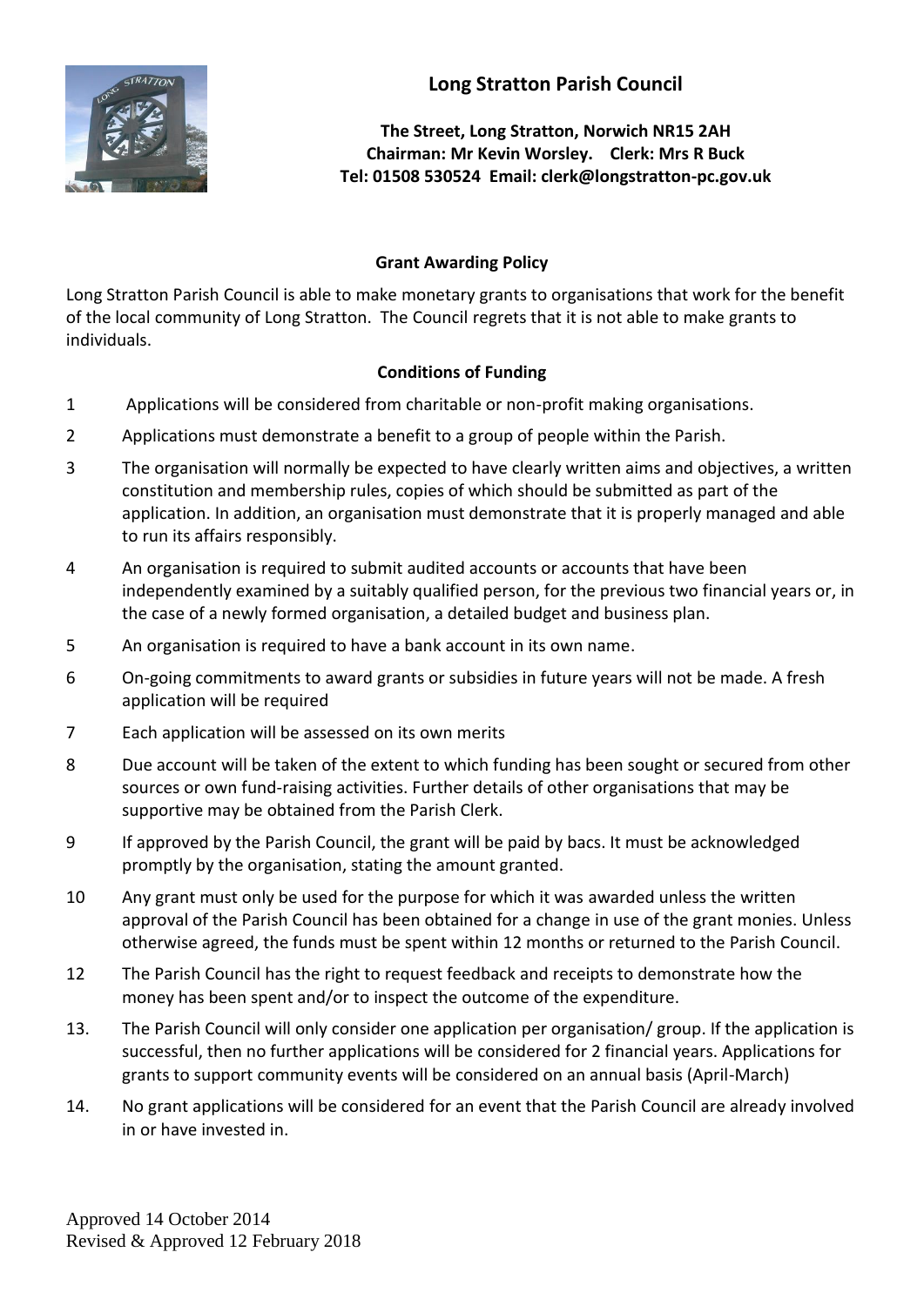# Long Stratton Parish Council

**The Street, Long Stratton, Norwich NR15 2AH**
**Chairman: Mr Kevin Worsley. Clerk: Mrs R Buck**
**Tel: 01508 530524 Email: clerk@longstratton-pc.gov.uk**

## Grant Awarding Policy

Long Stratton Parish Council is able to make monetary grants to organisations that work for the benefit of the local community of Long Stratton. The Council regrets that it is not able to make grants to individuals.

### Conditions of Funding

1 Applications will be considered from charitable or non-profit making organisations.

2 Applications must demonstrate a benefit to a group of people within the Parish.

3 The organisation will normally be expected to have clearly written aims and objectives, a written constitution and membership rules, copies of which should be submitted as part of the application. In addition, an organisation must demonstrate that it is properly managed and able to run its affairs responsibly.

4 An organisation is required to submit audited accounts or accounts that have been independently examined by a suitably qualified person, for the previous two financial years or, in the case of a newly formed organisation, a detailed budget and business plan.

5 An organisation is required to have a bank account in its own name.

6 On-going commitments to award grants or subsidies in future years will not be made. A fresh application will be required

7 Each application will be assessed on its own merits

8 Due account will be taken of the extent to which funding has been sought or secured from other sources or own fund-raising activities. Further details of other organisations that may be supportive may be obtained from the Parish Clerk.

9 If approved by the Parish Council, the grant will be paid by bacs. It must be acknowledged promptly by the organisation, stating the amount granted.

10 Any grant must only be used for the purpose for which it was awarded unless the written approval of the Parish Council has been obtained for a change in use of the grant monies. Unless otherwise agreed, the funds must be spent within 12 months or returned to the Parish Council.

12 The Parish Council has the right to request feedback and receipts to demonstrate how the money has been spent and/or to inspect the outcome of the expenditure.

13. The Parish Council will only consider one application per organisation/ group. If the application is successful, then no further applications will be considered for 2 financial years. Applications for grants to support community events will be considered on an annual basis (April-March)

14. No grant applications will be considered for an event that the Parish Council are already involved in or have invested in.

Approved 14 October 2014
Revised & Approved 12 February 2018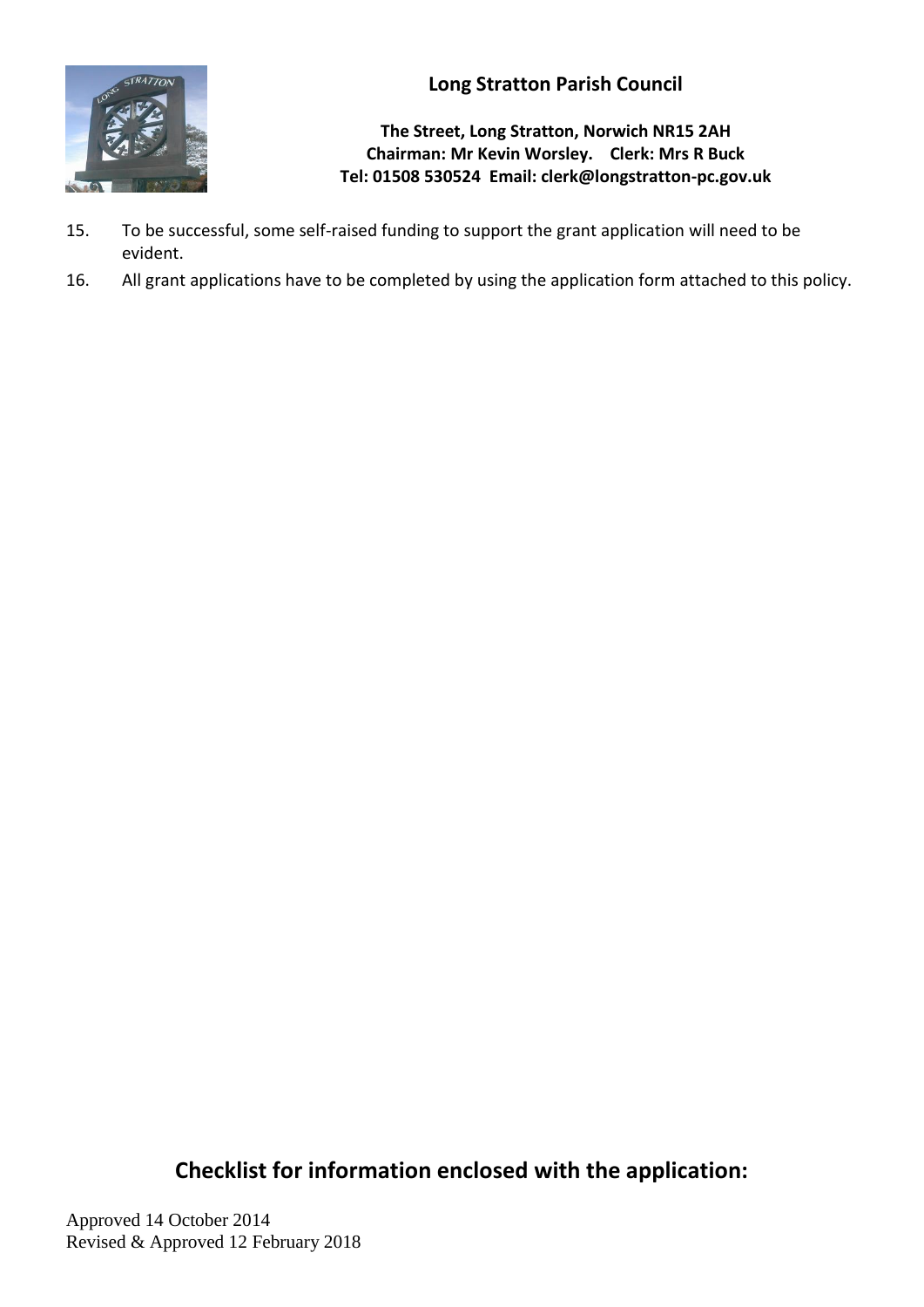15. To be successful, some self-raised funding to support the grant application will need to be evident.
16. All grant applications have to be completed by using the application form attached to this policy.

## Checklist for information enclosed with the application:

Approved 14 October 2014
Revised & Approved 12 February 2018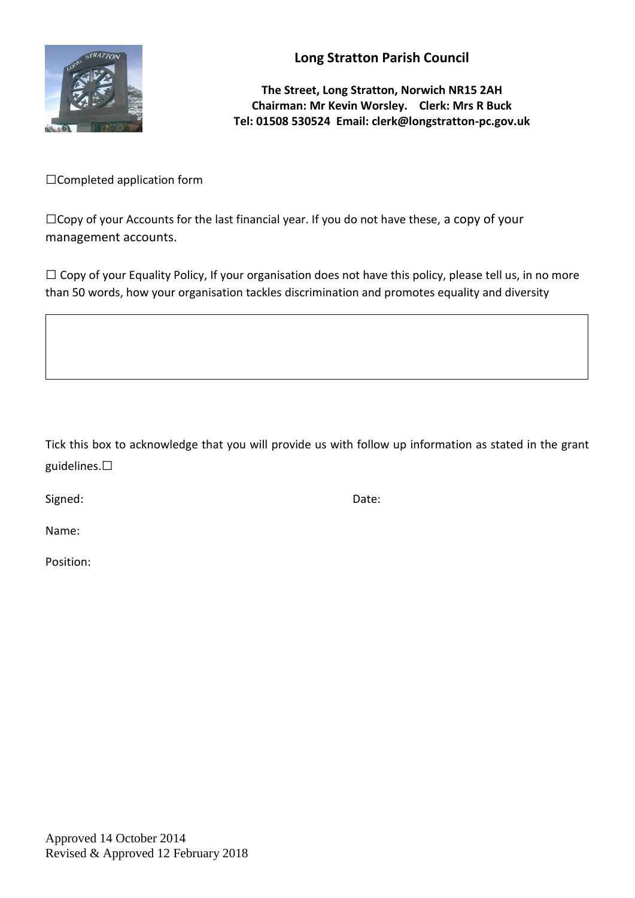**Long Stratton Parish Council**

**The Street, Long Stratton, Norwich NR15 2AH**
**Chairman: Mr Kevin Worsley. Clerk: Mrs R Buck**
**Tel: 01508 530524 Email: clerk@longstratton-pc.gov.uk**

☐Completed application form

☐Copy of your Accounts for the last financial year. If you do not have these, a copy of your management accounts.

☐ Copy of your Equality Policy, If your organisation does not have this policy, please tell us, in no more than 50 words, how your organisation tackles discrimination and promotes equality and diversity

| |
|---|
| |

Tick this box to acknowledge that you will provide us with follow up information as stated in the grant guidelines.☐

Signed: Date:

Name:

Position:

Approved 14 October 2014
Revised & Approved 12 February 2018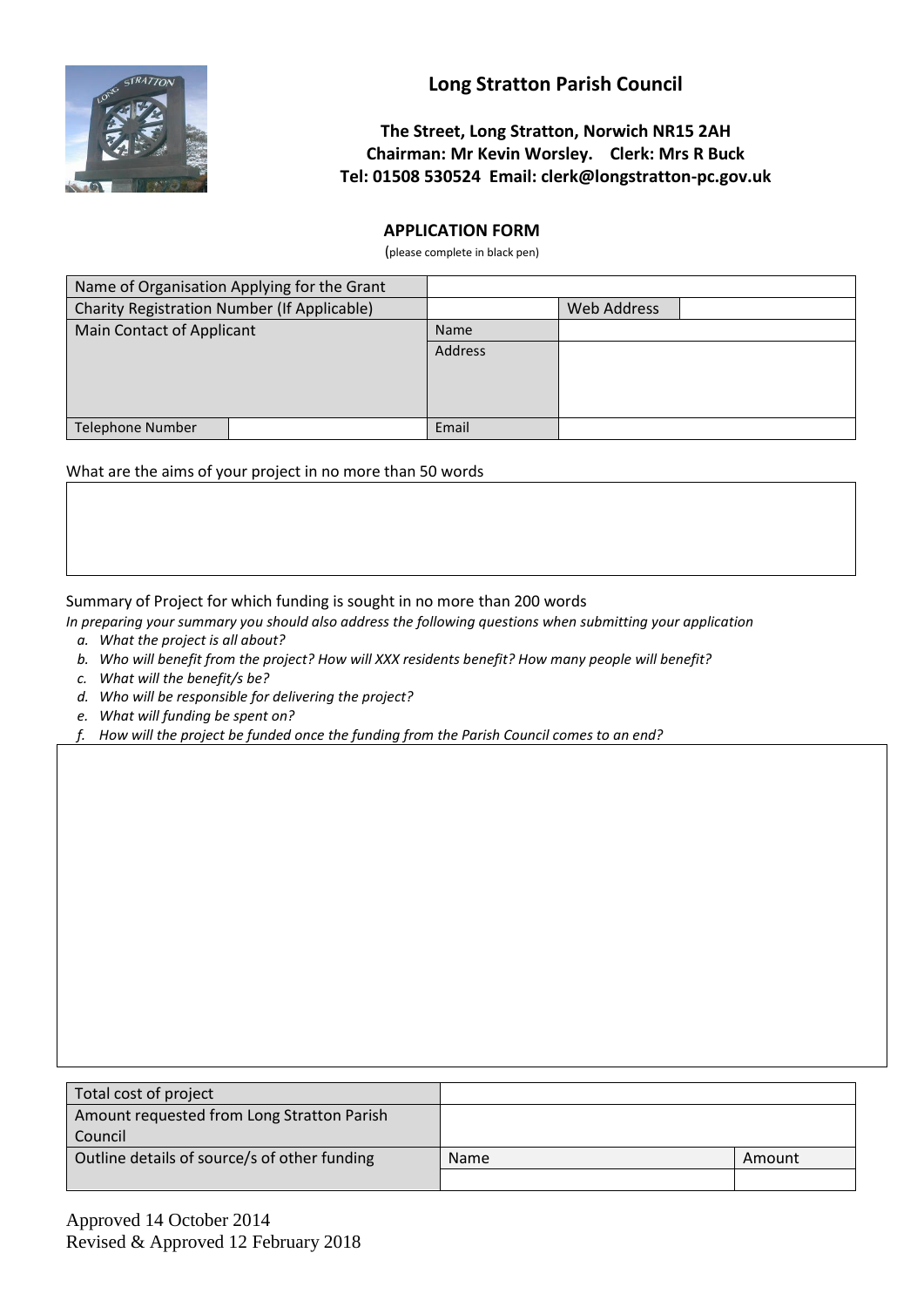# Long Stratton Parish Council

**The Street, Long Stratton, Norwich NR15 2AH**
**Chairman: Mr Kevin Worsley. Clerk: Mrs R Buck**
**Tel: 01508 530524 Email: clerk@longstratton-pc.gov.uk**

## APPLICATION FORM

(please complete in black pen)

| Name of Organisation Applying for the Grant | | | |
|---|---|---|---|
| Charity Registration Number (If Applicable) | | Web Address | |
| Main Contact of Applicant | Name | | |
| | Address | | |
| Telephone Number | | Email | |

What are the aims of your project in no more than 50 words

Summary of Project for which funding is sought in no more than 200 words

*In preparing your summary you should also address the following questions when submitting your application*

- *a. What the project is all about?*
- *b. Who will benefit from the project? How will XXX residents benefit? How many people will benefit?*
- *c. What will the benefit/s be?*
- *d. Who will be responsible for delivering the project?*
- *e. What will funding be spent on?*
- *f. How will the project be funded once the funding from the Parish Council comes to an end?*

| Total cost of project | | |
|---|---|---|
| Amount requested from Long Stratton Parish Council | | |
| Outline details of source/s of other funding | Name | Amount |
| | | |

Approved 14 October 2014
Revised & Approved 12 February 2018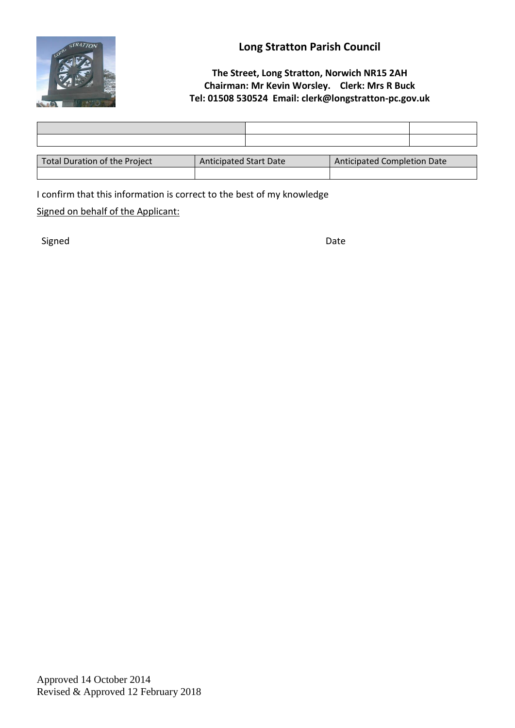## Long Stratton Parish Council

**The Street, Long Stratton, Norwich NR15 2AH**
**Chairman: Mr Kevin Worsley. Clerk: Mrs R Buck**
**Tel: 01508 530524 Email: clerk@longstratton-pc.gov.uk**

| | | |
|---|---|---|
| | | |

| Total Duration of the Project | Anticipated Start Date | Anticipated Completion Date |
|---|---|---|
| | | |

I confirm that this information is correct to the best of my knowledge

Signed on behalf of the Applicant:

Signed                                                                 Date

Approved 14 October 2014
Revised & Approved 12 February 2018